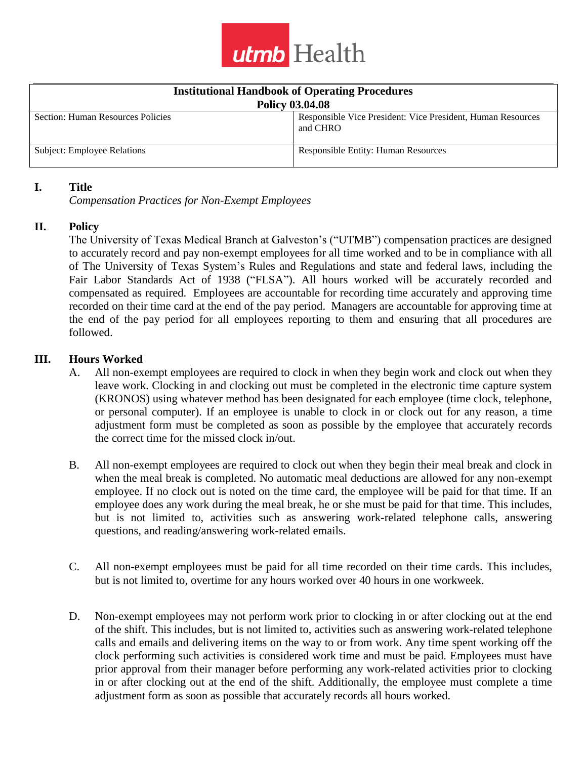utmb Health

| Institutional Handbook of Operating Procedures Policy 03.04.08 | |
|---|---|
| Section: Human Resources Policies | Responsible Vice President: Vice President, Human Resources and CHRO |
| Subject: Employee Relations | Responsible Entity: Human Resources |

## I. Title

*Compensation Practices for Non-Exempt Employees*

## II. Policy

The University of Texas Medical Branch at Galveston's ("UTMB") compensation practices are designed to accurately record and pay non-exempt employees for all time worked and to be in compliance with all of The University of Texas System's Rules and Regulations and state and federal laws, including the Fair Labor Standards Act of 1938 ("FLSA"). All hours worked will be accurately recorded and compensated as required. Employees are accountable for recording time accurately and approving time recorded on their time card at the end of the pay period. Managers are accountable for approving time at the end of the pay period for all employees reporting to them and ensuring that all procedures are followed.

## III. Hours Worked

A. All non-exempt employees are required to clock in when they begin work and clock out when they leave work. Clocking in and clocking out must be completed in the electronic time capture system (KRONOS) using whatever method has been designated for each employee (time clock, telephone, or personal computer). If an employee is unable to clock in or clock out for any reason, a time adjustment form must be completed as soon as possible by the employee that accurately records the correct time for the missed clock in/out.

B. All non-exempt employees are required to clock out when they begin their meal break and clock in when the meal break is completed. No automatic meal deductions are allowed for any non-exempt employee. If no clock out is noted on the time card, the employee will be paid for that time. If an employee does any work during the meal break, he or she must be paid for that time. This includes, but is not limited to, activities such as answering work-related telephone calls, answering questions, and reading/answering work-related emails.

C. All non-exempt employees must be paid for all time recorded on their time cards. This includes, but is not limited to, overtime for any hours worked over 40 hours in one workweek.

D. Non-exempt employees may not perform work prior to clocking in or after clocking out at the end of the shift. This includes, but is not limited to, activities such as answering work-related telephone calls and emails and delivering items on the way to or from work. Any time spent working off the clock performing such activities is considered work time and must be paid. Employees must have prior approval from their manager before performing any work-related activities prior to clocking in or after clocking out at the end of the shift. Additionally, the employee must complete a time adjustment form as soon as possible that accurately records all hours worked.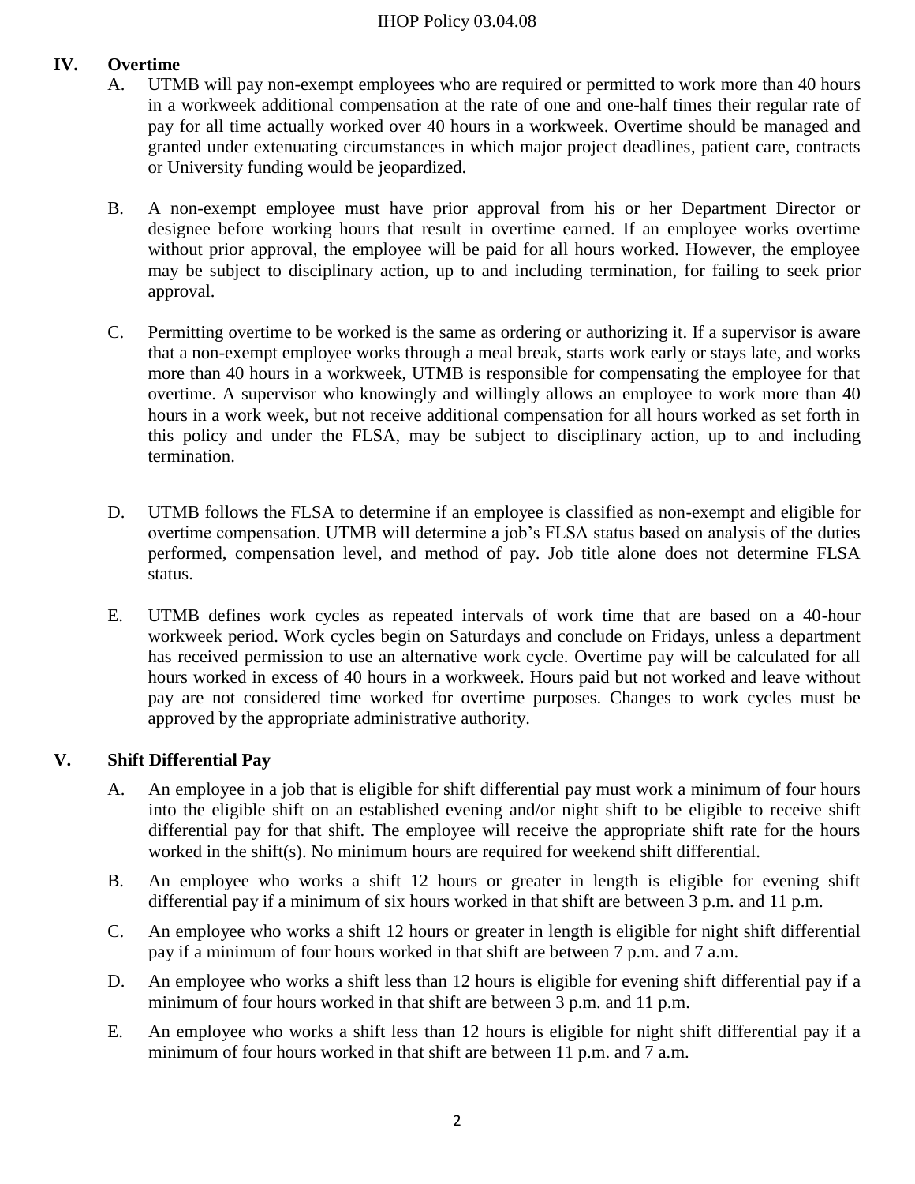## IV. Overtime

A. UTMB will pay non-exempt employees who are required or permitted to work more than 40 hours in a workweek additional compensation at the rate of one and one-half times their regular rate of pay for all time actually worked over 40 hours in a workweek. Overtime should be managed and granted under extenuating circumstances in which major project deadlines, patient care, contracts or University funding would be jeopardized.

B. A non-exempt employee must have prior approval from his or her Department Director or designee before working hours that result in overtime earned. If an employee works overtime without prior approval, the employee will be paid for all hours worked. However, the employee may be subject to disciplinary action, up to and including termination, for failing to seek prior approval.

C. Permitting overtime to be worked is the same as ordering or authorizing it. If a supervisor is aware that a non-exempt employee works through a meal break, starts work early or stays late, and works more than 40 hours in a workweek, UTMB is responsible for compensating the employee for that overtime. A supervisor who knowingly and willingly allows an employee to work more than 40 hours in a work week, but not receive additional compensation for all hours worked as set forth in this policy and under the FLSA, may be subject to disciplinary action, up to and including termination.

D. UTMB follows the FLSA to determine if an employee is classified as non-exempt and eligible for overtime compensation. UTMB will determine a job's FLSA status based on analysis of the duties performed, compensation level, and method of pay. Job title alone does not determine FLSA status.

E. UTMB defines work cycles as repeated intervals of work time that are based on a 40-hour workweek period. Work cycles begin on Saturdays and conclude on Fridays, unless a department has received permission to use an alternative work cycle. Overtime pay will be calculated for all hours worked in excess of 40 hours in a workweek. Hours paid but not worked and leave without pay are not considered time worked for overtime purposes. Changes to work cycles must be approved by the appropriate administrative authority.

## V. Shift Differential Pay

A. An employee in a job that is eligible for shift differential pay must work a minimum of four hours into the eligible shift on an established evening and/or night shift to be eligible to receive shift differential pay for that shift. The employee will receive the appropriate shift rate for the hours worked in the shift(s). No minimum hours are required for weekend shift differential.

B. An employee who works a shift 12 hours or greater in length is eligible for evening shift differential pay if a minimum of six hours worked in that shift are between 3 p.m. and 11 p.m.

C. An employee who works a shift 12 hours or greater in length is eligible for night shift differential pay if a minimum of four hours worked in that shift are between 7 p.m. and 7 a.m.

D. An employee who works a shift less than 12 hours is eligible for evening shift differential pay if a minimum of four hours worked in that shift are between 3 p.m. and 11 p.m.

E. An employee who works a shift less than 12 hours is eligible for night shift differential pay if a minimum of four hours worked in that shift are between 11 p.m. and 7 a.m.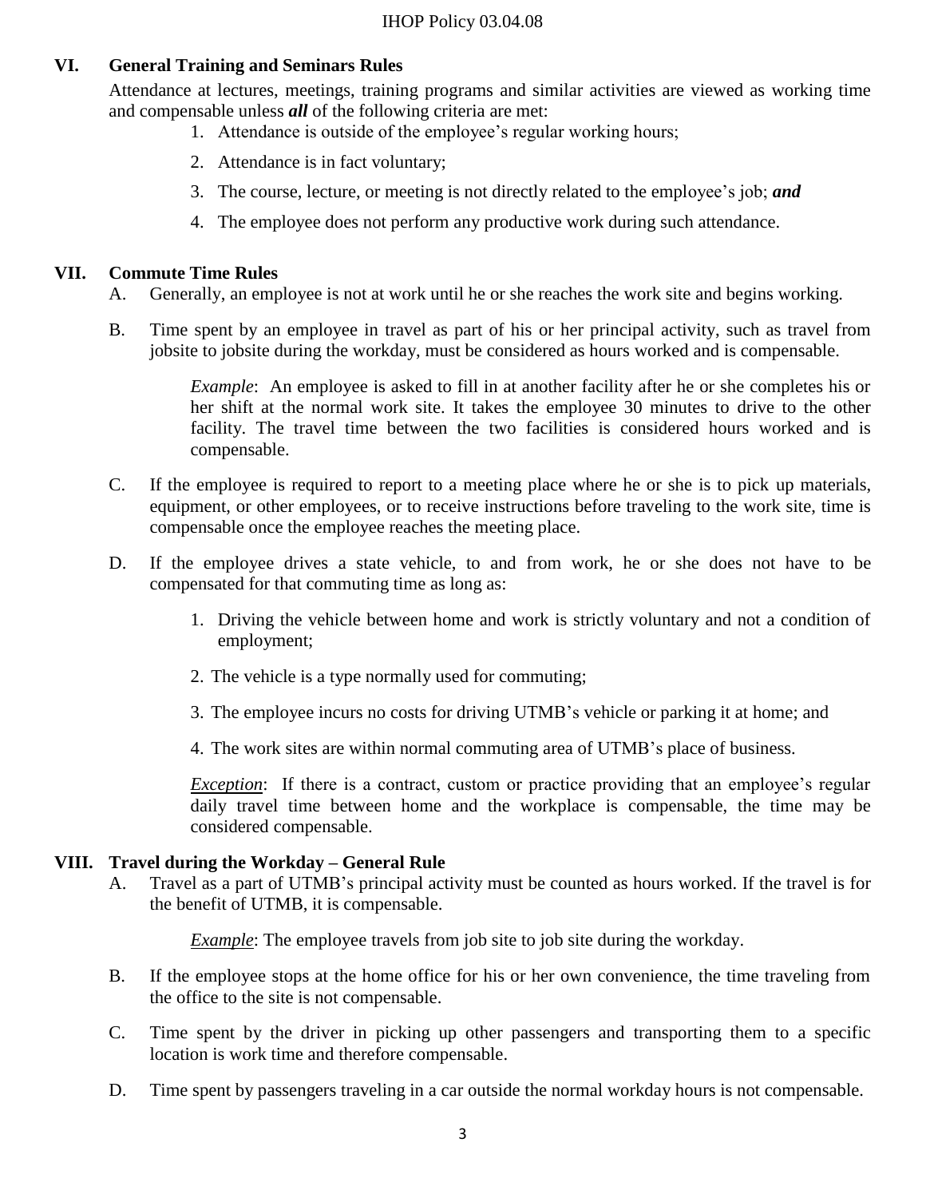## VI. General Training and Seminars Rules

Attendance at lectures, meetings, training programs and similar activities are viewed as working time and compensable unless ***all*** of the following criteria are met:

1. Attendance is outside of the employee's regular working hours;
2. Attendance is in fact voluntary;
3. The course, lecture, or meeting is not directly related to the employee's job; ***and***
4. The employee does not perform any productive work during such attendance.

## VII. Commute Time Rules

A. Generally, an employee is not at work until he or she reaches the work site and begins working.

B. Time spent by an employee in travel as part of his or her principal activity, such as travel from jobsite to jobsite during the workday, must be considered as hours worked and is compensable.

> *Example*: An employee is asked to fill in at another facility after he or she completes his or her shift at the normal work site. It takes the employee 30 minutes to drive to the other facility. The travel time between the two facilities is considered hours worked and is compensable.

C. If the employee is required to report to a meeting place where he or she is to pick up materials, equipment, or other employees, or to receive instructions before traveling to the work site, time is compensable once the employee reaches the meeting place.

D. If the employee drives a state vehicle, to and from work, he or she does not have to be compensated for that commuting time as long as:

1. Driving the vehicle between home and work is strictly voluntary and not a condition of employment;
2. The vehicle is a type normally used for commuting;
3. The employee incurs no costs for driving UTMB's vehicle or parking it at home; and
4. The work sites are within normal commuting area of UTMB's place of business.

> *Exception*: If there is a contract, custom or practice providing that an employee's regular daily travel time between home and the workplace is compensable, the time may be considered compensable.

## VIII. Travel during the Workday – General Rule

A. Travel as a part of UTMB's principal activity must be counted as hours worked. If the travel is for the benefit of UTMB, it is compensable.

> *Example*: The employee travels from job site to job site during the workday.

B. If the employee stops at the home office for his or her own convenience, the time traveling from the office to the site is not compensable.

C. Time spent by the driver in picking up other passengers and transporting them to a specific location is work time and therefore compensable.

D. Time spent by passengers traveling in a car outside the normal workday hours is not compensable.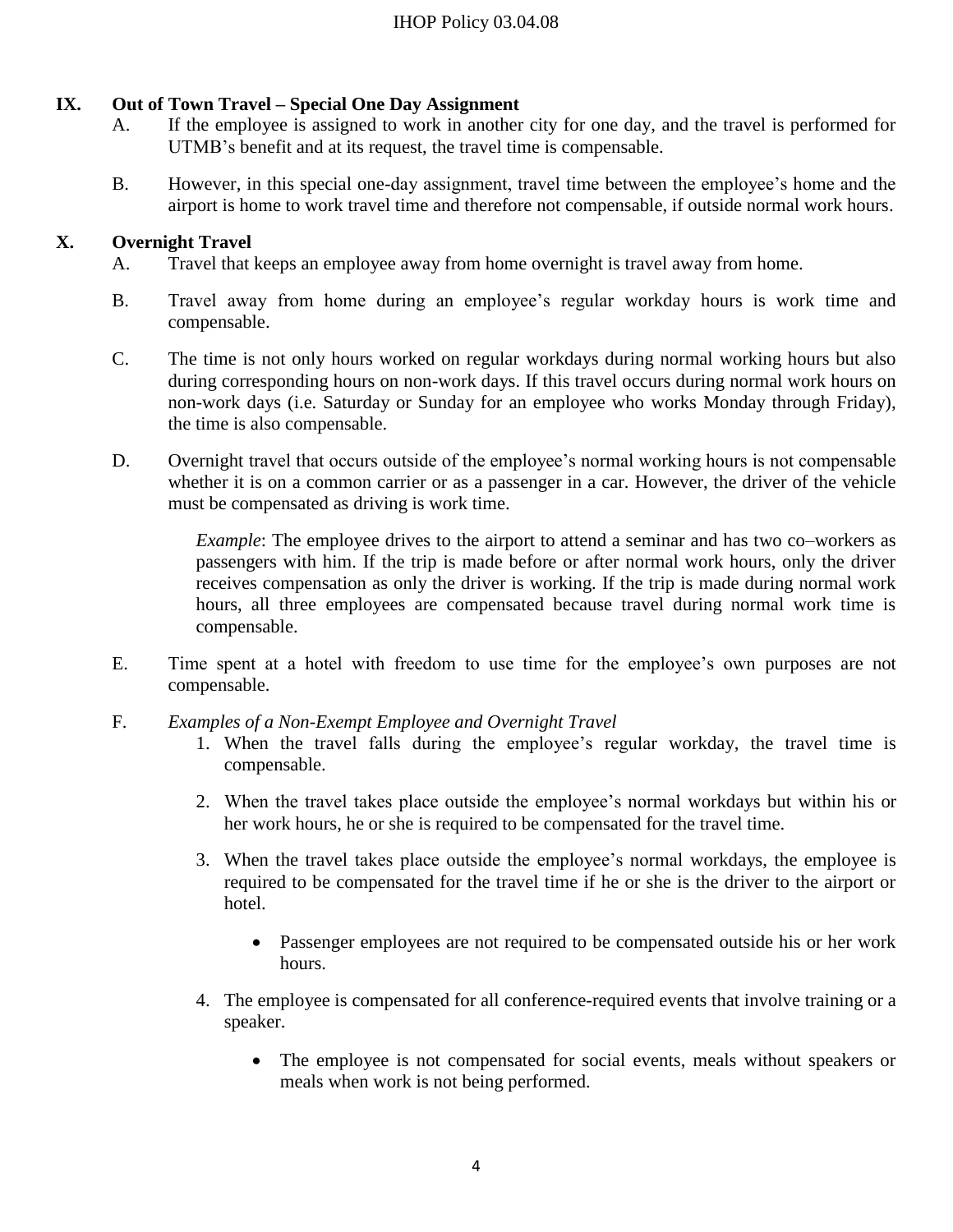## IX. Out of Town Travel – Special One Day Assignment

A. If the employee is assigned to work in another city for one day, and the travel is performed for UTMB's benefit and at its request, the travel time is compensable.

B. However, in this special one-day assignment, travel time between the employee's home and the airport is home to work travel time and therefore not compensable, if outside normal work hours.

## X. Overnight Travel

A. Travel that keeps an employee away from home overnight is travel away from home.

B. Travel away from home during an employee's regular workday hours is work time and compensable.

C. The time is not only hours worked on regular workdays during normal working hours but also during corresponding hours on non-work days. If this travel occurs during normal work hours on non-work days (i.e. Saturday or Sunday for an employee who works Monday through Friday), the time is also compensable.

D. Overnight travel that occurs outside of the employee's normal working hours is not compensable whether it is on a common carrier or as a passenger in a car. However, the driver of the vehicle must be compensated as driving is work time.

> *Example*: The employee drives to the airport to attend a seminar and has two co–workers as passengers with him. If the trip is made before or after normal work hours, only the driver receives compensation as only the driver is working. If the trip is made during normal work hours, all three employees are compensated because travel during normal work time is compensable.

E. Time spent at a hotel with freedom to use time for the employee's own purposes are not compensable.

F. *Examples of a Non-Exempt Employee and Overnight Travel*

1. When the travel falls during the employee's regular workday, the travel time is compensable.
2. When the travel takes place outside the employee's normal workdays but within his or her work hours, he or she is required to be compensated for the travel time.
3. When the travel takes place outside the employee's normal workdays, the employee is required to be compensated for the travel time if he or she is the driver to the airport or hotel.
    - Passenger employees are not required to be compensated outside his or her work hours.
4. The employee is compensated for all conference-required events that involve training or a speaker.
    - The employee is not compensated for social events, meals without speakers or meals when work is not being performed.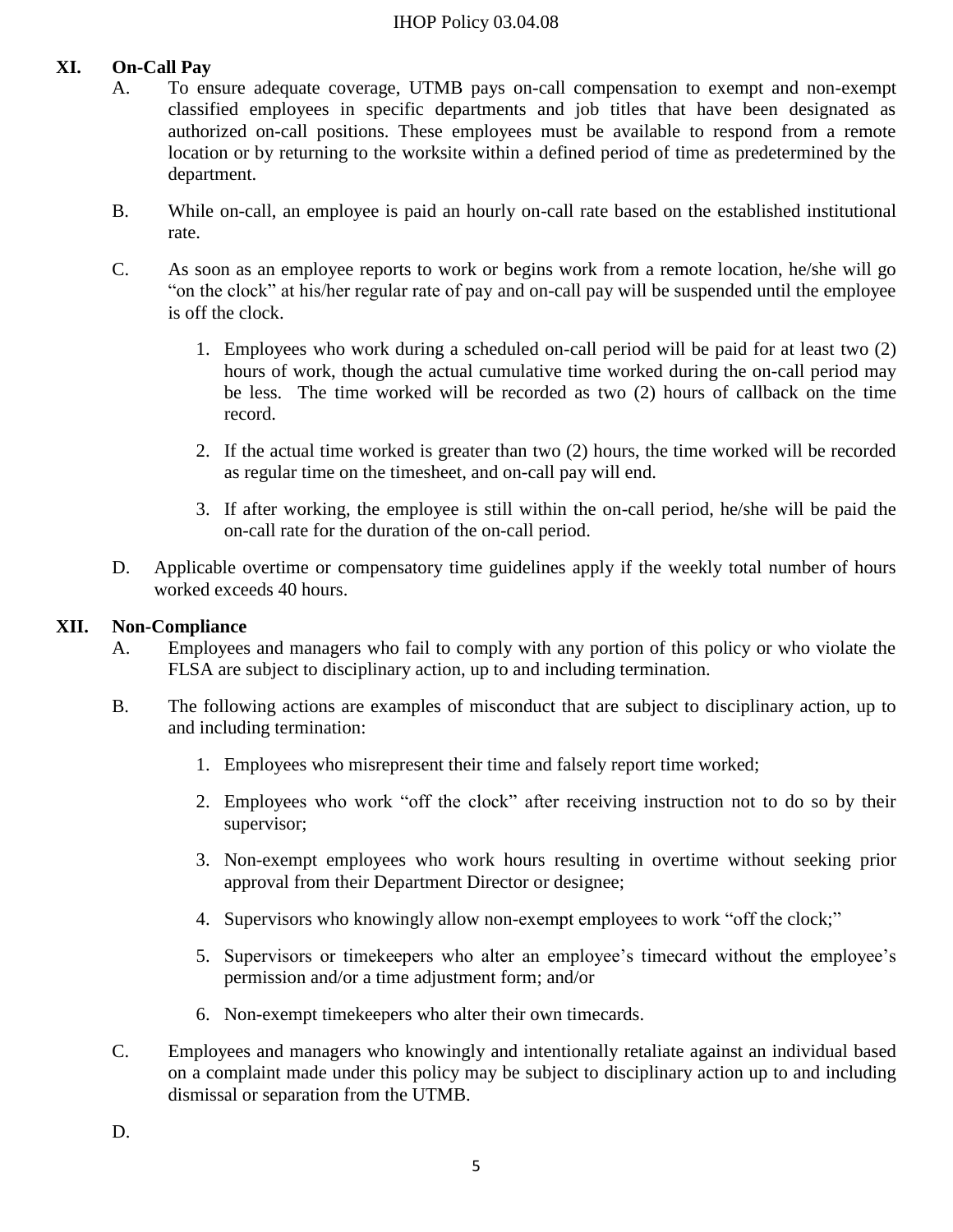## XI. On-Call Pay

A. To ensure adequate coverage, UTMB pays on-call compensation to exempt and non-exempt classified employees in specific departments and job titles that have been designated as authorized on-call positions. These employees must be available to respond from a remote location or by returning to the worksite within a defined period of time as predetermined by the department.

B. While on-call, an employee is paid an hourly on-call rate based on the established institutional rate.

C. As soon as an employee reports to work or begins work from a remote location, he/she will go "on the clock" at his/her regular rate of pay and on-call pay will be suspended until the employee is off the clock.

1. Employees who work during a scheduled on-call period will be paid for at least two (2) hours of work, though the actual cumulative time worked during the on-call period may be less. The time worked will be recorded as two (2) hours of callback on the time record.

2. If the actual time worked is greater than two (2) hours, the time worked will be recorded as regular time on the timesheet, and on-call pay will end.

3. If after working, the employee is still within the on-call period, he/she will be paid the on-call rate for the duration of the on-call period.

D. Applicable overtime or compensatory time guidelines apply if the weekly total number of hours worked exceeds 40 hours.

## XII. Non-Compliance

A. Employees and managers who fail to comply with any portion of this policy or who violate the FLSA are subject to disciplinary action, up to and including termination.

B. The following actions are examples of misconduct that are subject to disciplinary action, up to and including termination:

1. Employees who misrepresent their time and falsely report time worked;

2. Employees who work "off the clock" after receiving instruction not to do so by their supervisor;

3. Non-exempt employees who work hours resulting in overtime without seeking prior approval from their Department Director or designee;

4. Supervisors who knowingly allow non-exempt employees to work "off the clock;"

5. Supervisors or timekeepers who alter an employee's timecard without the employee's permission and/or a time adjustment form; and/or

6. Non-exempt timekeepers who alter their own timecards.

C. Employees and managers who knowingly and intentionally retaliate against an individual based on a complaint made under this policy may be subject to disciplinary action up to and including dismissal or separation from the UTMB.

D.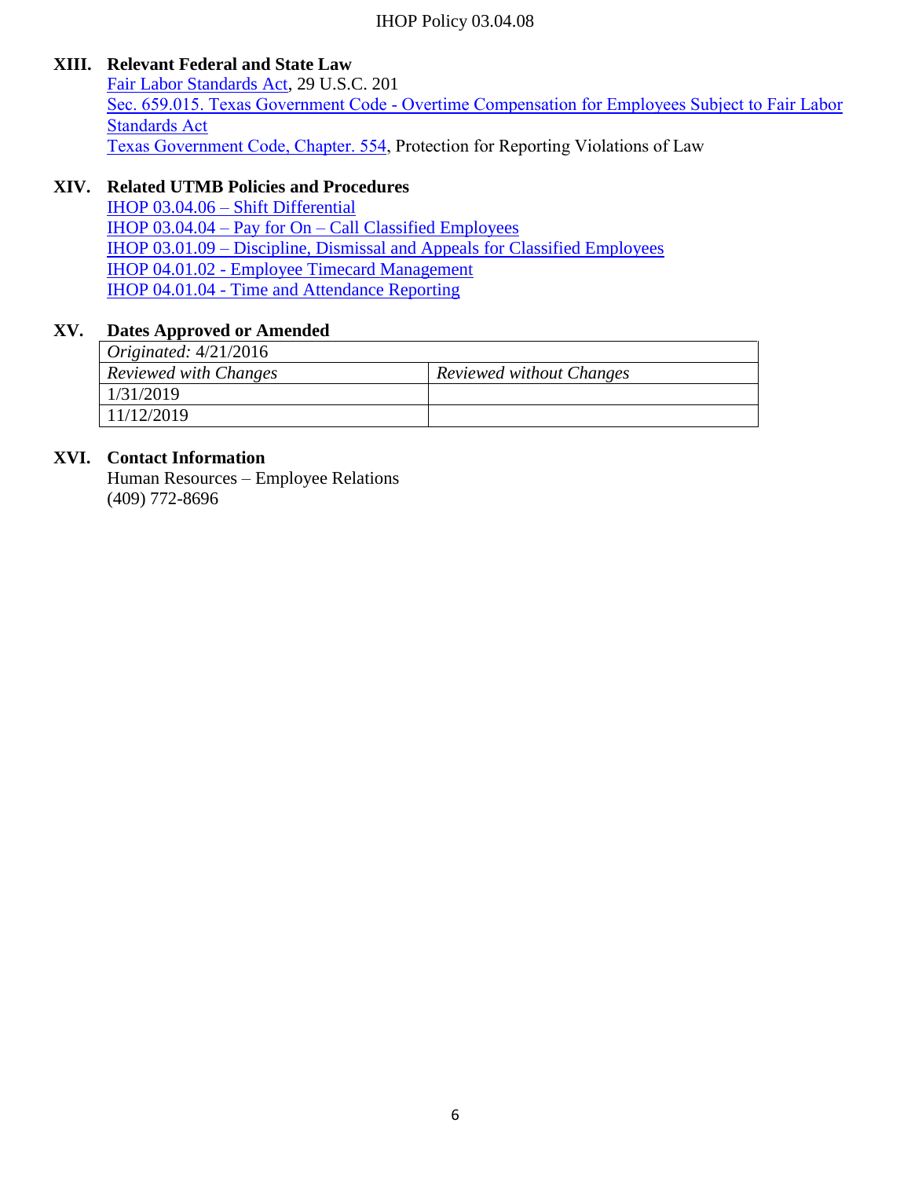## XIII. Relevant Federal and State Law

Fair Labor Standards Act, 29 U.S.C. 201
Sec. 659.015. Texas Government Code - Overtime Compensation for Employees Subject to Fair Labor Standards Act
Texas Government Code, Chapter. 554, Protection for Reporting Violations of Law

## XIV. Related UTMB Policies and Procedures

IHOP 03.04.06 – Shift Differential
IHOP 03.04.04 – Pay for On – Call Classified Employees
IHOP 03.01.09 – Discipline, Dismissal and Appeals for Classified Employees
IHOP 04.01.02 - Employee Timecard Management
IHOP 04.01.04 - Time and Attendance Reporting

## XV. Dates Approved or Amended

| *Originated:* 4/21/2016 | |
|---|---|
| *Reviewed with Changes* | *Reviewed without Changes* |
| 1/31/2019 | |
| 11/12/2019 | |

## XVI. Contact Information

Human Resources – Employee Relations
(409) 772-8696